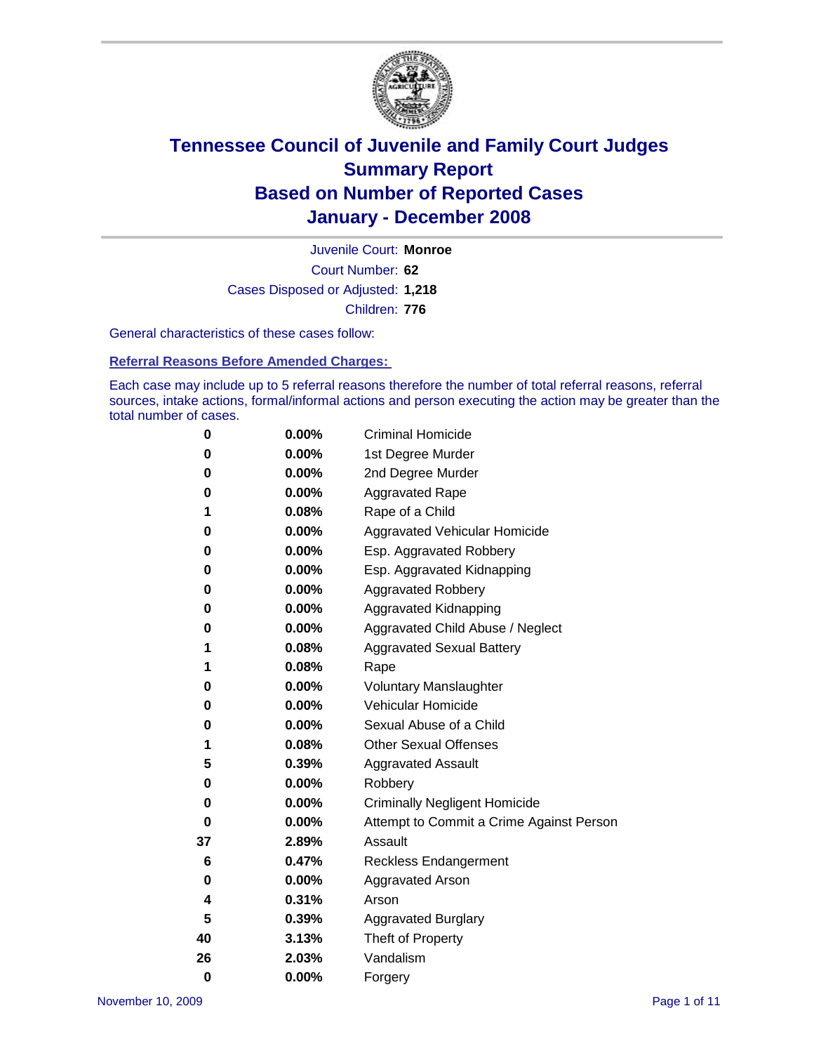# Tennessee Council of Juvenile and Family Court Judges
## Summary Report
## Based on Number of Reported Cases
## January - December 2008

Juvenile Court: **Monroe**

Court Number: **62**

Cases Disposed or Adjusted: **1,218**

Children: **776**

General characteristics of these cases follow:

### Referral Reasons Before Amended Charges:

Each case may include up to 5 referral reasons therefore the number of total referral reasons, referral sources, intake actions, formal/informal actions and person executing the action may be greater than the total number of cases.

| Count | Percent | Referral Reason |
|---|---|---|
| 0 | 0.00% | Criminal Homicide |
| 0 | 0.00% | 1st Degree Murder |
| 0 | 0.00% | 2nd Degree Murder |
| 0 | 0.00% | Aggravated Rape |
| 1 | 0.08% | Rape of a Child |
| 0 | 0.00% | Aggravated Vehicular Homicide |
| 0 | 0.00% | Esp. Aggravated Robbery |
| 0 | 0.00% | Esp. Aggravated Kidnapping |
| 0 | 0.00% | Aggravated Robbery |
| 0 | 0.00% | Aggravated Kidnapping |
| 0 | 0.00% | Aggravated Child Abuse / Neglect |
| 1 | 0.08% | Aggravated Sexual Battery |
| 1 | 0.08% | Rape |
| 0 | 0.00% | Voluntary Manslaughter |
| 0 | 0.00% | Vehicular Homicide |
| 0 | 0.00% | Sexual Abuse of a Child |
| 1 | 0.08% | Other Sexual Offenses |
| 5 | 0.39% | Aggravated Assault |
| 0 | 0.00% | Robbery |
| 0 | 0.00% | Criminally Negligent Homicide |
| 0 | 0.00% | Attempt to Commit a Crime Against Person |
| 37 | 2.89% | Assault |
| 6 | 0.47% | Reckless Endangerment |
| 0 | 0.00% | Aggravated Arson |
| 4 | 0.31% | Arson |
| 5 | 0.39% | Aggravated Burglary |
| 40 | 3.13% | Theft of Property |
| 26 | 2.03% | Vandalism |
| 0 | 0.00% | Forgery |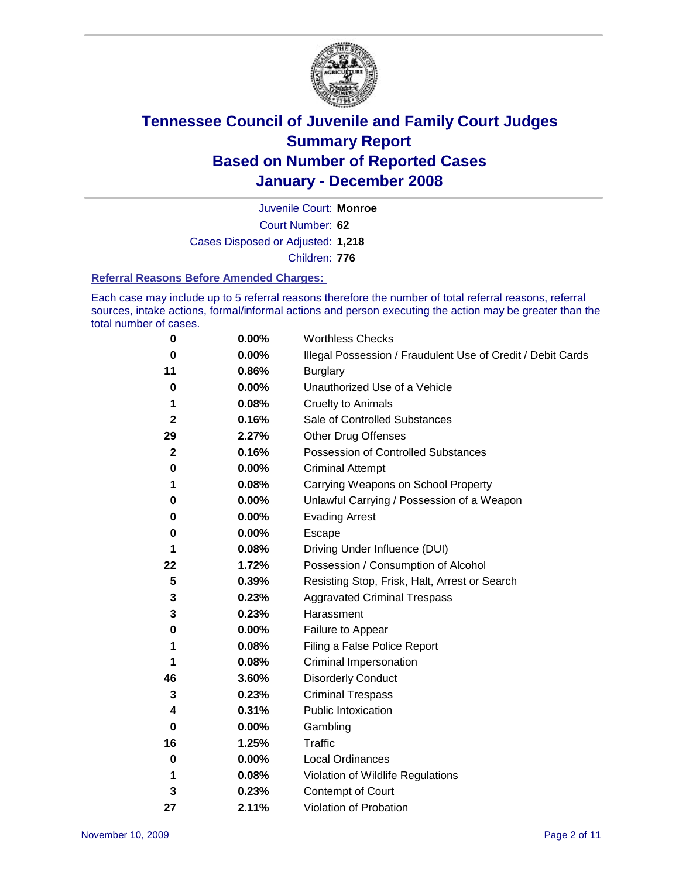# Tennessee Council of Juvenile and Family Court Judges Summary Report Based on Number of Reported Cases January - December 2008

Juvenile Court: **Monroe**

Court Number: **62**

Cases Disposed or Adjusted: **1,218**

Children: **776**

### Referral Reasons Before Amended Charges:

Each case may include up to 5 referral reasons therefore the number of total referral reasons, referral sources, intake actions, formal/informal actions and person executing the action may be greater than the total number of cases.

| Count | Percent | Referral Reason |
|---|---|---|
| 0 | 0.00% | Worthless Checks |
| 0 | 0.00% | Illegal Possession / Fraudulent Use of Credit / Debit Cards |
| 11 | 0.86% | Burglary |
| 0 | 0.00% | Unauthorized Use of a Vehicle |
| 1 | 0.08% | Cruelty to Animals |
| 2 | 0.16% | Sale of Controlled Substances |
| 29 | 2.27% | Other Drug Offenses |
| 2 | 0.16% | Possession of Controlled Substances |
| 0 | 0.00% | Criminal Attempt |
| 1 | 0.08% | Carrying Weapons on School Property |
| 0 | 0.00% | Unlawful Carrying / Possession of a Weapon |
| 0 | 0.00% | Evading Arrest |
| 0 | 0.00% | Escape |
| 1 | 0.08% | Driving Under Influence (DUI) |
| 22 | 1.72% | Possession / Consumption of Alcohol |
| 5 | 0.39% | Resisting Stop, Frisk, Halt, Arrest or Search |
| 3 | 0.23% | Aggravated Criminal Trespass |
| 3 | 0.23% | Harassment |
| 0 | 0.00% | Failure to Appear |
| 1 | 0.08% | Filing a False Police Report |
| 1 | 0.08% | Criminal Impersonation |
| 46 | 3.60% | Disorderly Conduct |
| 3 | 0.23% | Criminal Trespass |
| 4 | 0.31% | Public Intoxication |
| 0 | 0.00% | Gambling |
| 16 | 1.25% | Traffic |
| 0 | 0.00% | Local Ordinances |
| 1 | 0.08% | Violation of Wildlife Regulations |
| 3 | 0.23% | Contempt of Court |
| 27 | 2.11% | Violation of Probation |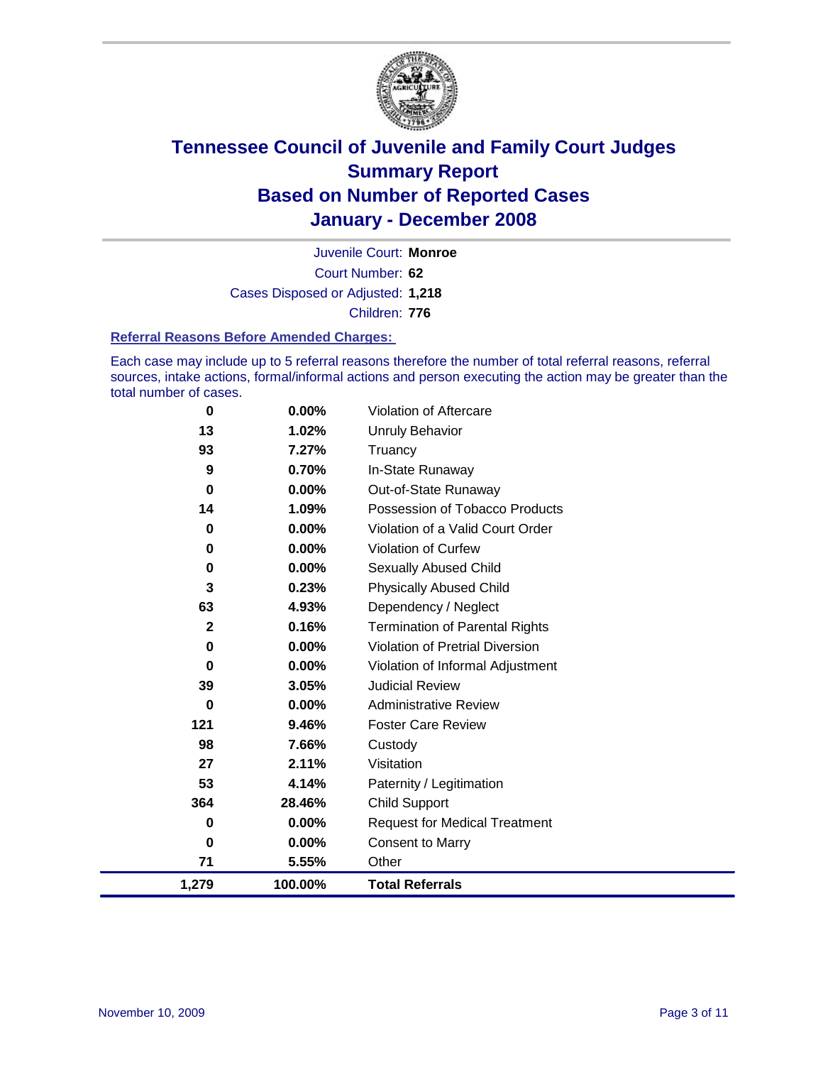# Tennessee Council of Juvenile and Family Court Judges
# Summary Report
# Based on Number of Reported Cases
# January - December 2008

Juvenile Court: **Monroe**
Court Number: **62**
Cases Disposed or Adjusted: **1,218**
Children: **776**

### Referral Reasons Before Amended Charges:

Each case may include up to 5 referral reasons therefore the number of total referral reasons, referral sources, intake actions, formal/informal actions and person executing the action may be greater than the total number of cases.

| Count | Percent | Referral Reason |
|---|---|---|
| 0 | 0.00% | Violation of Aftercare |
| 13 | 1.02% | Unruly Behavior |
| 93 | 7.27% | Truancy |
| 9 | 0.70% | In-State Runaway |
| 0 | 0.00% | Out-of-State Runaway |
| 14 | 1.09% | Possession of Tobacco Products |
| 0 | 0.00% | Violation of a Valid Court Order |
| 0 | 0.00% | Violation of Curfew |
| 0 | 0.00% | Sexually Abused Child |
| 3 | 0.23% | Physically Abused Child |
| 63 | 4.93% | Dependency / Neglect |
| 2 | 0.16% | Termination of Parental Rights |
| 0 | 0.00% | Violation of Pretrial Diversion |
| 0 | 0.00% | Violation of Informal Adjustment |
| 39 | 3.05% | Judicial Review |
| 0 | 0.00% | Administrative Review |
| 121 | 9.46% | Foster Care Review |
| 98 | 7.66% | Custody |
| 27 | 2.11% | Visitation |
| 53 | 4.14% | Paternity / Legitimation |
| 364 | 28.46% | Child Support |
| 0 | 0.00% | Request for Medical Treatment |
| 0 | 0.00% | Consent to Marry |
| 71 | 5.55% | Other |
| **1,279** | **100.00%** | **Total Referrals** |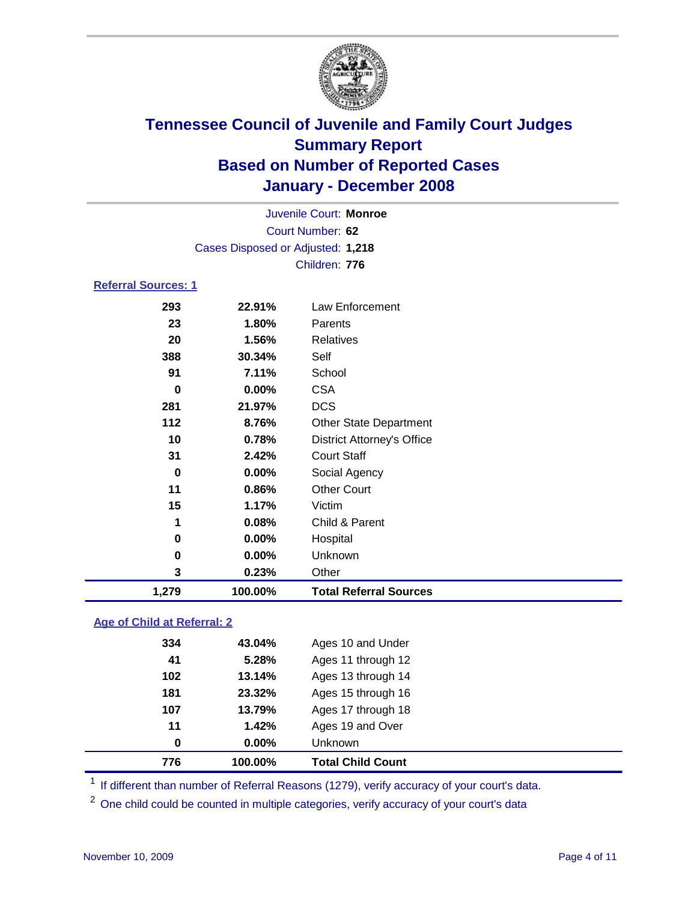# Tennessee Council of Juvenile and Family Court Judges
## Summary Report
## Based on Number of Reported Cases
## January - December 2008

Juvenile Court: **Monroe**
Court Number: **62**
Cases Disposed or Adjusted: **1,218**
Children: **776**

### Referral Sources: 1

| | | |
|---|---|---|
| 293 | 22.91% | Law Enforcement |
| 23 | 1.80% | Parents |
| 20 | 1.56% | Relatives |
| 388 | 30.34% | Self |
| 91 | 7.11% | School |
| 0 | 0.00% | CSA |
| 281 | 21.97% | DCS |
| 112 | 8.76% | Other State Department |
| 10 | 0.78% | District Attorney's Office |
| 31 | 2.42% | Court Staff |
| 0 | 0.00% | Social Agency |
| 11 | 0.86% | Other Court |
| 15 | 1.17% | Victim |
| 1 | 0.08% | Child & Parent |
| 0 | 0.00% | Hospital |
| 0 | 0.00% | Unknown |
| 3 | 0.23% | Other |
| **1,279** | **100.00%** | **Total Referral Sources** |

### Age of Child at Referral: 2

| | | |
|---|---|---|
| 334 | 43.04% | Ages 10 and Under |
| 41 | 5.28% | Ages 11 through 12 |
| 102 | 13.14% | Ages 13 through 14 |
| 181 | 23.32% | Ages 15 through 16 |
| 107 | 13.79% | Ages 17 through 18 |
| 11 | 1.42% | Ages 19 and Over |
| 0 | 0.00% | Unknown |
| **776** | **100.00%** | **Total Child Count** |

[1] If different than number of Referral Reasons (1279), verify accuracy of your court's data.

[2] One child could be counted in multiple categories, verify accuracy of your court's data

November 10, 2009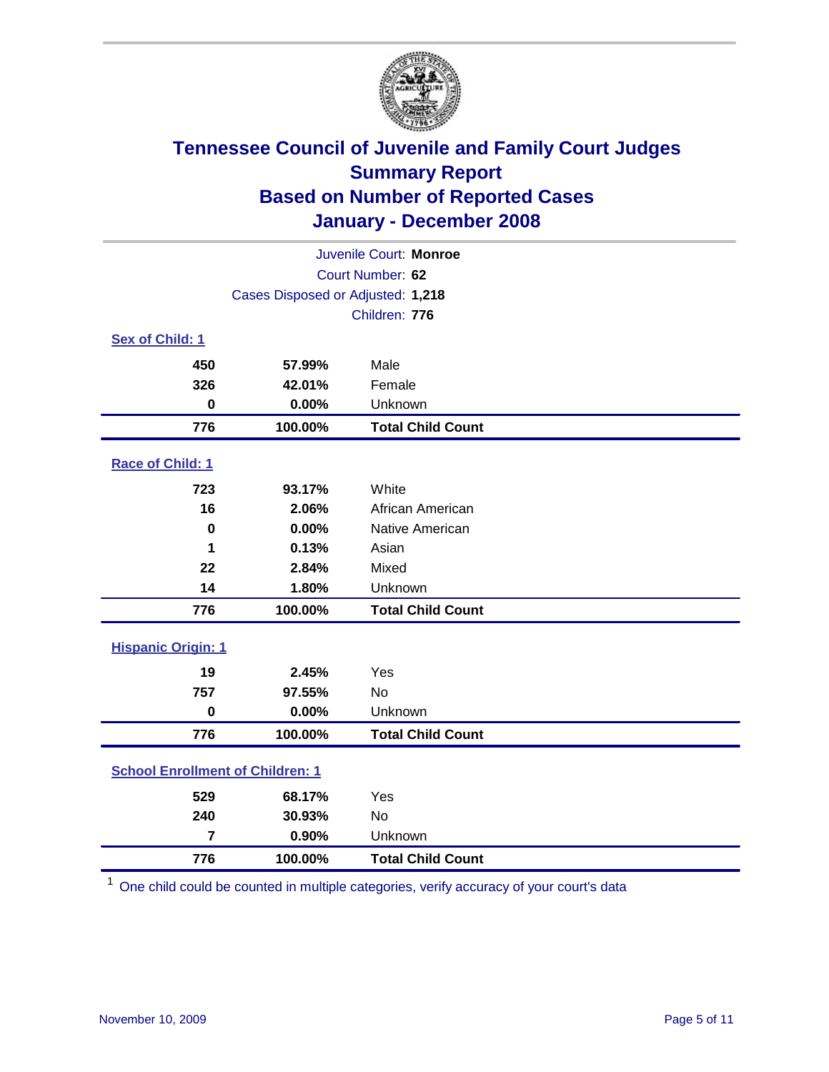# Tennessee Council of Juvenile and Family Court Judges
## Summary Report
## Based on Number of Reported Cases
## January - December 2008

Juvenile Court: **Monroe**
Court Number: **62**
Cases Disposed or Adjusted: **1,218**
Children: **776**

### Sex of Child: 1

| Count | Percent | Category |
|---|---|---|
| 450 | 57.99% | Male |
| 326 | 42.01% | Female |
| 0 | 0.00% | Unknown |
| **776** | **100.00%** | **Total Child Count** |

### Race of Child: 1

| Count | Percent | Category |
|---|---|---|
| 723 | 93.17% | White |
| 16 | 2.06% | African American |
| 0 | 0.00% | Native American |
| 1 | 0.13% | Asian |
| 22 | 2.84% | Mixed |
| 14 | 1.80% | Unknown |
| **776** | **100.00%** | **Total Child Count** |

### Hispanic Origin: 1

| Count | Percent | Category |
|---|---|---|
| 19 | 2.45% | Yes |
| 757 | 97.55% | No |
| 0 | 0.00% | Unknown |
| **776** | **100.00%** | **Total Child Count** |

### School Enrollment of Children: 1

| Count | Percent | Category |
|---|---|---|
| 529 | 68.17% | Yes |
| 240 | 30.93% | No |
| 7 | 0.90% | Unknown |
| **776** | **100.00%** | **Total Child Count** |

[1] One child could be counted in multiple categories, verify accuracy of your court's data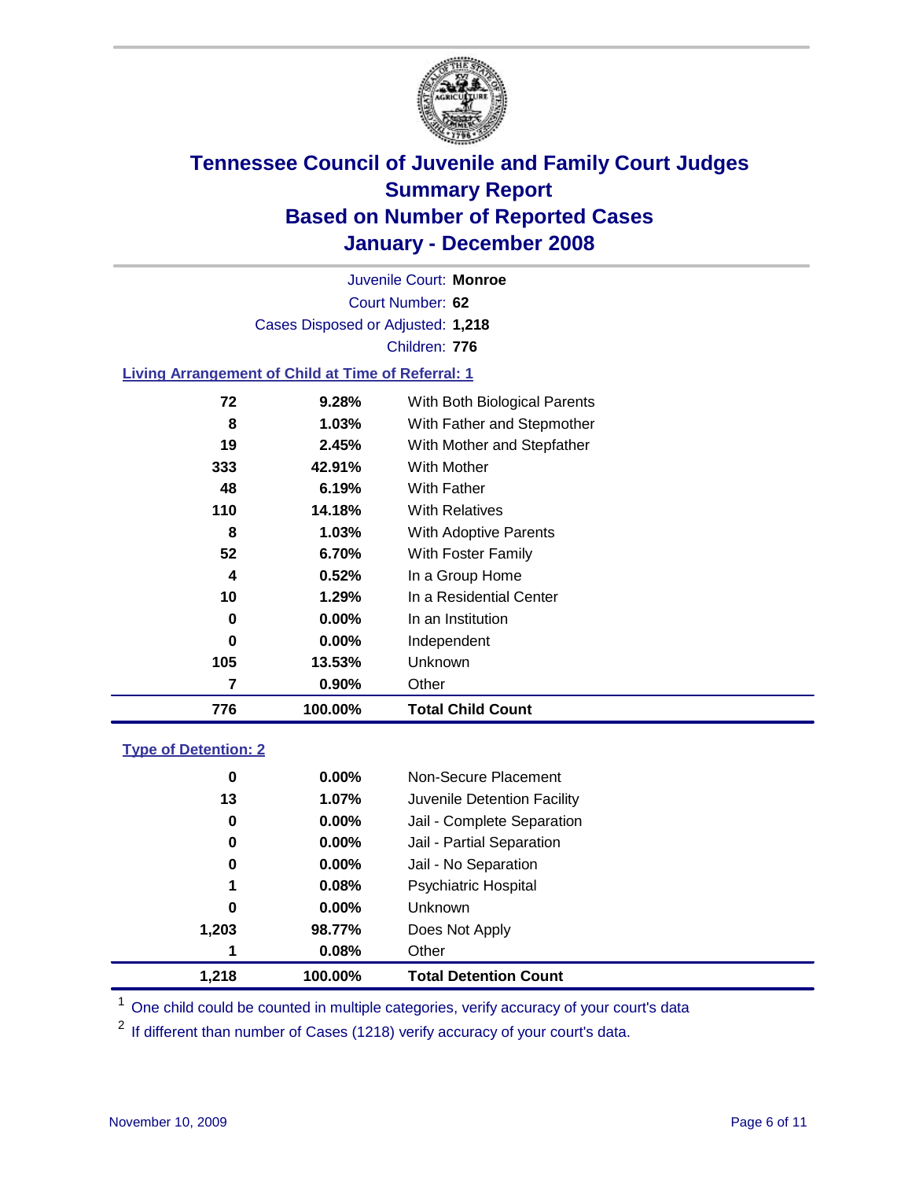# Tennessee Council of Juvenile and Family Court Judges
## Summary Report
## Based on Number of Reported Cases
## January - December 2008

Juvenile Court: **Monroe**
Court Number: **62**
Cases Disposed or Adjusted: **1,218**
Children: **776**

### Living Arrangement of Child at Time of Referral: 1

| Count | Percent | Category |
|---|---|---|
| 72 | 9.28% | With Both Biological Parents |
| 8 | 1.03% | With Father and Stepmother |
| 19 | 2.45% | With Mother and Stepfather |
| 333 | 42.91% | With Mother |
| 48 | 6.19% | With Father |
| 110 | 14.18% | With Relatives |
| 8 | 1.03% | With Adoptive Parents |
| 52 | 6.70% | With Foster Family |
| 4 | 0.52% | In a Group Home |
| 10 | 1.29% | In a Residential Center |
| 0 | 0.00% | In an Institution |
| 0 | 0.00% | Independent |
| 105 | 13.53% | Unknown |
| 7 | 0.90% | Other |
| **776** | **100.00%** | **Total Child Count** |

### Type of Detention: 2

| Count | Percent | Category |
|---|---|---|
| 0 | 0.00% | Non-Secure Placement |
| 13 | 1.07% | Juvenile Detention Facility |
| 0 | 0.00% | Jail - Complete Separation |
| 0 | 0.00% | Jail - Partial Separation |
| 0 | 0.00% | Jail - No Separation |
| 1 | 0.08% | Psychiatric Hospital |
| 0 | 0.00% | Unknown |
| 1,203 | 98.77% | Does Not Apply |
| 1 | 0.08% | Other |
| **1,218** | **100.00%** | **Total Detention Count** |

[1] One child could be counted in multiple categories, verify accuracy of your court's data

[2] If different than number of Cases (1218) verify accuracy of your court's data.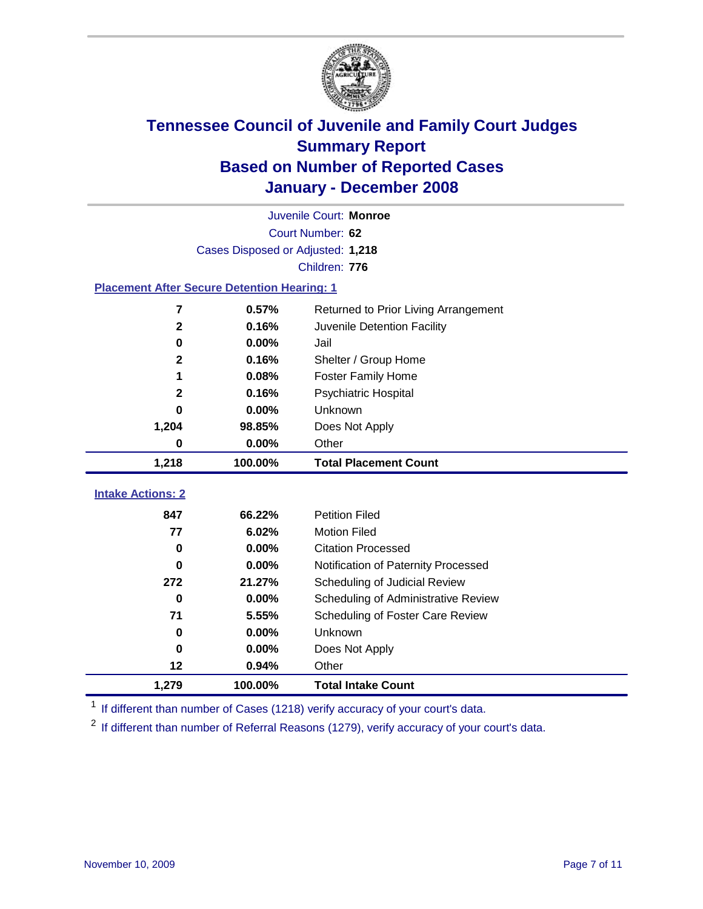# Tennessee Council of Juvenile and Family Court Judges
## Summary Report
## Based on Number of Reported Cases
## January - December 2008

Juvenile Court: **Monroe**

Court Number: **62**

Cases Disposed or Adjusted: **1,218**

Children: **776**

### Placement After Secure Detention Hearing: 1

| Count | Percent | Placement |
|---|---|---|
| 7 | 0.57% | Returned to Prior Living Arrangement |
| 2 | 0.16% | Juvenile Detention Facility |
| 0 | 0.00% | Jail |
| 2 | 0.16% | Shelter / Group Home |
| 1 | 0.08% | Foster Family Home |
| 2 | 0.16% | Psychiatric Hospital |
| 0 | 0.00% | Unknown |
| 1,204 | 98.85% | Does Not Apply |
| 0 | 0.00% | Other |
| **1,218** | **100.00%** | **Total Placement Count** |

### Intake Actions: 2

| Count | Percent | Intake Action |
|---|---|---|
| 847 | 66.22% | Petition Filed |
| 77 | 6.02% | Motion Filed |
| 0 | 0.00% | Citation Processed |
| 0 | 0.00% | Notification of Paternity Processed |
| 272 | 21.27% | Scheduling of Judicial Review |
| 0 | 0.00% | Scheduling of Administrative Review |
| 71 | 5.55% | Scheduling of Foster Care Review |
| 0 | 0.00% | Unknown |
| 0 | 0.00% | Does Not Apply |
| 12 | 0.94% | Other |
| **1,279** | **100.00%** | **Total Intake Count** |

[1] If different than number of Cases (1218) verify accuracy of your court's data.

[2] If different than number of Referral Reasons (1279), verify accuracy of your court's data.

November 10, 2009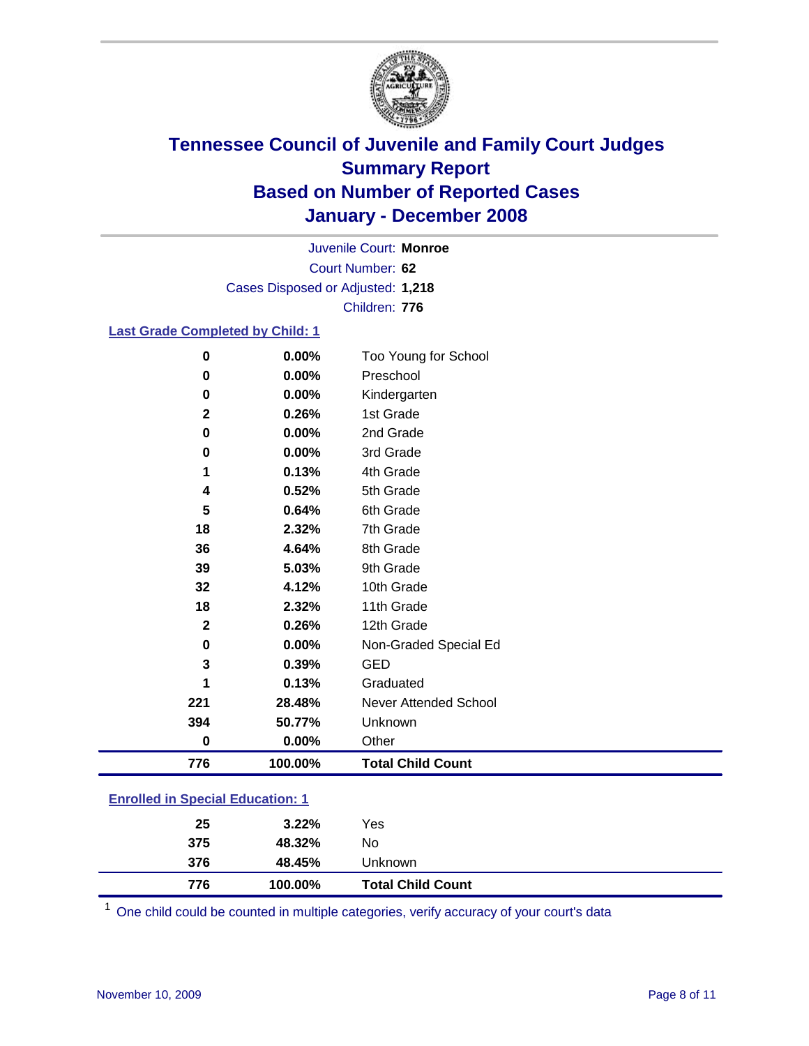# Tennessee Council of Juvenile and Family Court Judges
## Summary Report
## Based on Number of Reported Cases
## January - December 2008

Juvenile Court: **Monroe**

Court Number: **62**

Cases Disposed or Adjusted: **1,218**

Children: **776**

### Last Grade Completed by Child: 1

| Count | Percent | Category |
|---|---|---|
| 0 | 0.00% | Too Young for School |
| 0 | 0.00% | Preschool |
| 0 | 0.00% | Kindergarten |
| 2 | 0.26% | 1st Grade |
| 0 | 0.00% | 2nd Grade |
| 0 | 0.00% | 3rd Grade |
| 1 | 0.13% | 4th Grade |
| 4 | 0.52% | 5th Grade |
| 5 | 0.64% | 6th Grade |
| 18 | 2.32% | 7th Grade |
| 36 | 4.64% | 8th Grade |
| 39 | 5.03% | 9th Grade |
| 32 | 4.12% | 10th Grade |
| 18 | 2.32% | 11th Grade |
| 2 | 0.26% | 12th Grade |
| 0 | 0.00% | Non-Graded Special Ed |
| 3 | 0.39% | GED |
| 1 | 0.13% | Graduated |
| 221 | 28.48% | Never Attended School |
| 394 | 50.77% | Unknown |
| 0 | 0.00% | Other |
| **776** | **100.00%** | **Total Child Count** |

### Enrolled in Special Education: 1

| Count | Percent | Category |
|---|---|---|
| 25 | 3.22% | Yes |
| 375 | 48.32% | No |
| 376 | 48.45% | Unknown |
| **776** | **100.00%** | **Total Child Count** |

[1] One child could be counted in multiple categories, verify accuracy of your court's data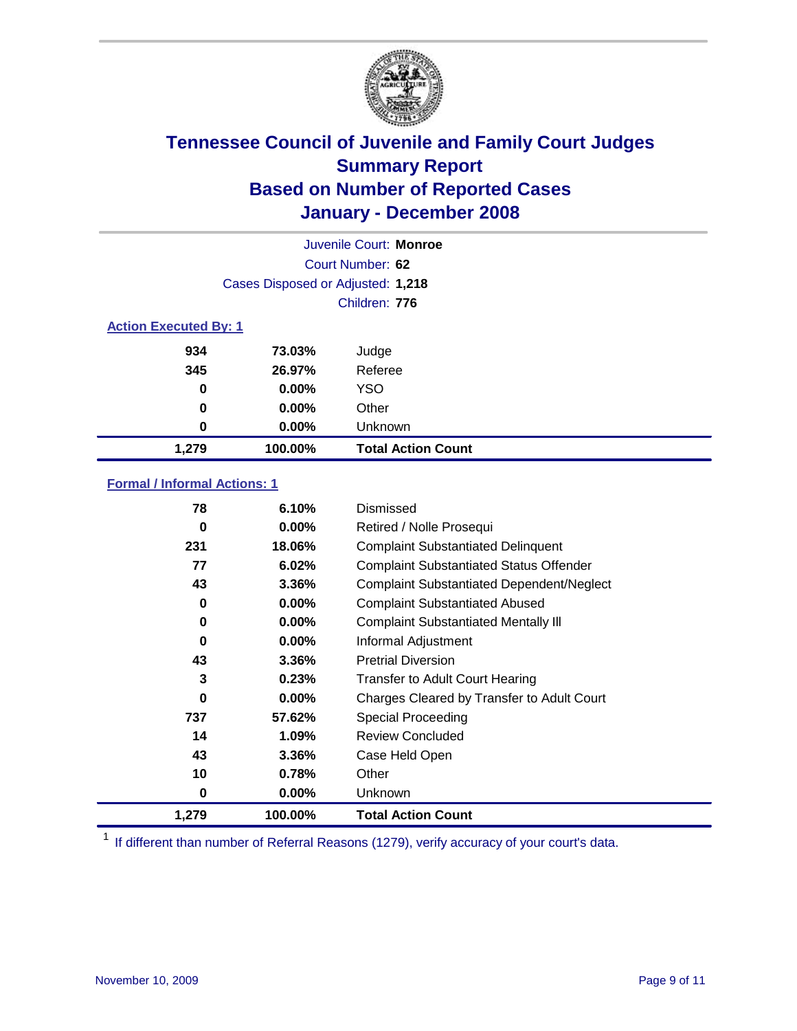# Tennessee Council of Juvenile and Family Court Judges
## Summary Report
## Based on Number of Reported Cases
## January - December 2008

Juvenile Court: **Monroe**
Court Number: **62**
Cases Disposed or Adjusted: **1,218**
Children: **776**

### Action Executed By: 1

| | | |
|---|---|---|
| 934 | 73.03% | Judge |
| 345 | 26.97% | Referee |
| 0 | 0.00% | YSO |
| 0 | 0.00% | Other |
| 0 | 0.00% | Unknown |
| **1,279** | **100.00%** | **Total Action Count** |

### Formal / Informal Actions: 1

| | | |
|---|---|---|
| 78 | 6.10% | Dismissed |
| 0 | 0.00% | Retired / Nolle Prosequi |
| 231 | 18.06% | Complaint Substantiated Delinquent |
| 77 | 6.02% | Complaint Substantiated Status Offender |
| 43 | 3.36% | Complaint Substantiated Dependent/Neglect |
| 0 | 0.00% | Complaint Substantiated Abused |
| 0 | 0.00% | Complaint Substantiated Mentally Ill |
| 0 | 0.00% | Informal Adjustment |
| 43 | 3.36% | Pretrial Diversion |
| 3 | 0.23% | Transfer to Adult Court Hearing |
| 0 | 0.00% | Charges Cleared by Transfer to Adult Court |
| 737 | 57.62% | Special Proceeding |
| 14 | 1.09% | Review Concluded |
| 43 | 3.36% | Case Held Open |
| 10 | 0.78% | Other |
| 0 | 0.00% | Unknown |
| **1,279** | **100.00%** | **Total Action Count** |

[1] If different than number of Referral Reasons (1279), verify accuracy of your court's data.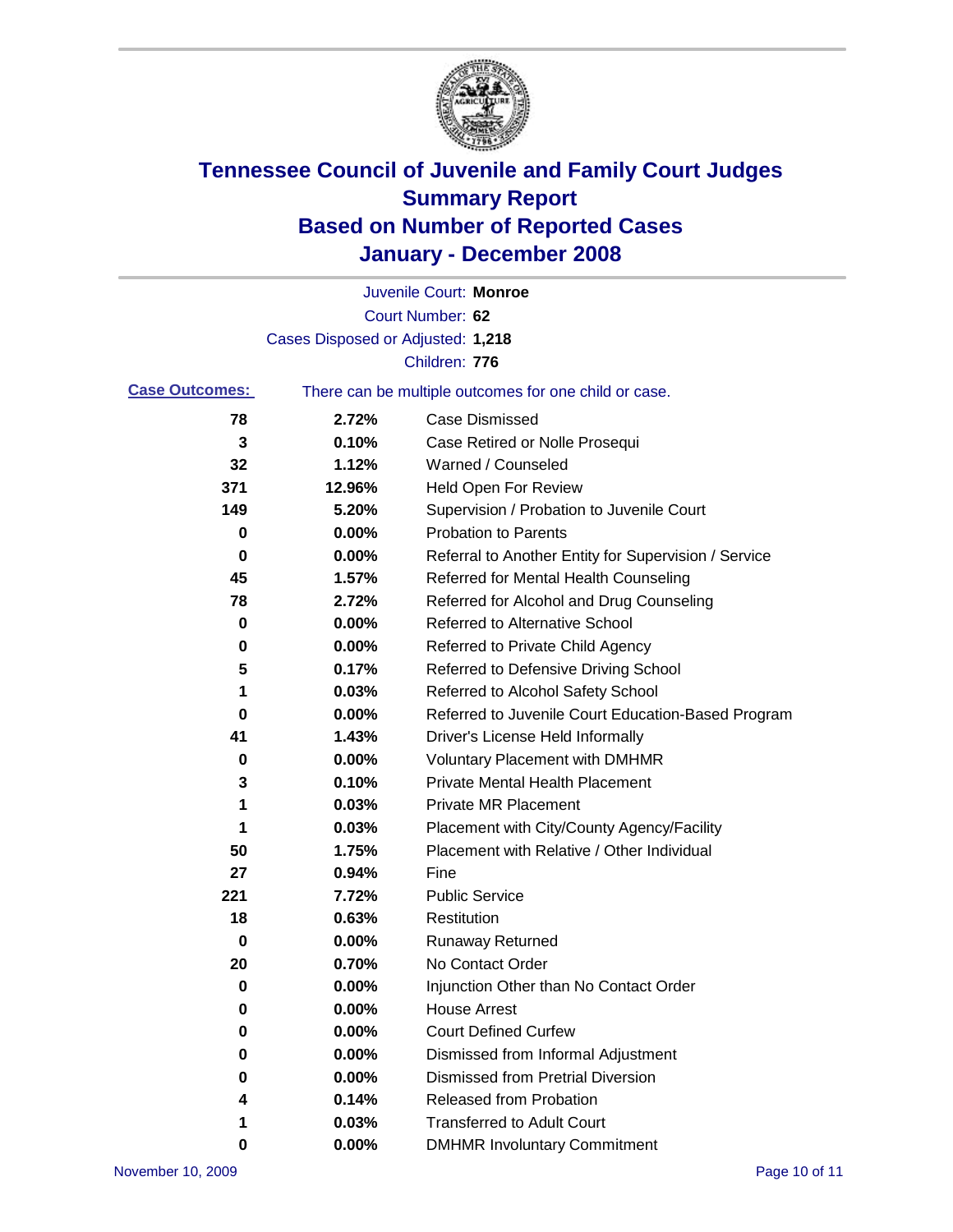# Tennessee Council of Juvenile and Family Court Judges
# Summary Report
# Based on Number of Reported Cases
# January - December 2008

Juvenile Court: **Monroe**

Court Number: **62**

Cases Disposed or Adjusted: **1,218**

Children: **776**

**Case Outcomes:** There can be multiple outcomes for one child or case.

| Count | Percent | Outcome |
|---|---|---|
| 78 | 2.72% | Case Dismissed |
| 3 | 0.10% | Case Retired or Nolle Prosequi |
| 32 | 1.12% | Warned / Counseled |
| 371 | 12.96% | Held Open For Review |
| 149 | 5.20% | Supervision / Probation to Juvenile Court |
| 0 | 0.00% | Probation to Parents |
| 0 | 0.00% | Referral to Another Entity for Supervision / Service |
| 45 | 1.57% | Referred for Mental Health Counseling |
| 78 | 2.72% | Referred for Alcohol and Drug Counseling |
| 0 | 0.00% | Referred to Alternative School |
| 0 | 0.00% | Referred to Private Child Agency |
| 5 | 0.17% | Referred to Defensive Driving School |
| 1 | 0.03% | Referred to Alcohol Safety School |
| 0 | 0.00% | Referred to Juvenile Court Education-Based Program |
| 41 | 1.43% | Driver's License Held Informally |
| 0 | 0.00% | Voluntary Placement with DMHMR |
| 3 | 0.10% | Private Mental Health Placement |
| 1 | 0.03% | Private MR Placement |
| 1 | 0.03% | Placement with City/County Agency/Facility |
| 50 | 1.75% | Placement with Relative / Other Individual |
| 27 | 0.94% | Fine |
| 221 | 7.72% | Public Service |
| 18 | 0.63% | Restitution |
| 0 | 0.00% | Runaway Returned |
| 20 | 0.70% | No Contact Order |
| 0 | 0.00% | Injunction Other than No Contact Order |
| 0 | 0.00% | House Arrest |
| 0 | 0.00% | Court Defined Curfew |
| 0 | 0.00% | Dismissed from Informal Adjustment |
| 0 | 0.00% | Dismissed from Pretrial Diversion |
| 4 | 0.14% | Released from Probation |
| 1 | 0.03% | Transferred to Adult Court |
| 0 | 0.00% | DMHMR Involuntary Commitment |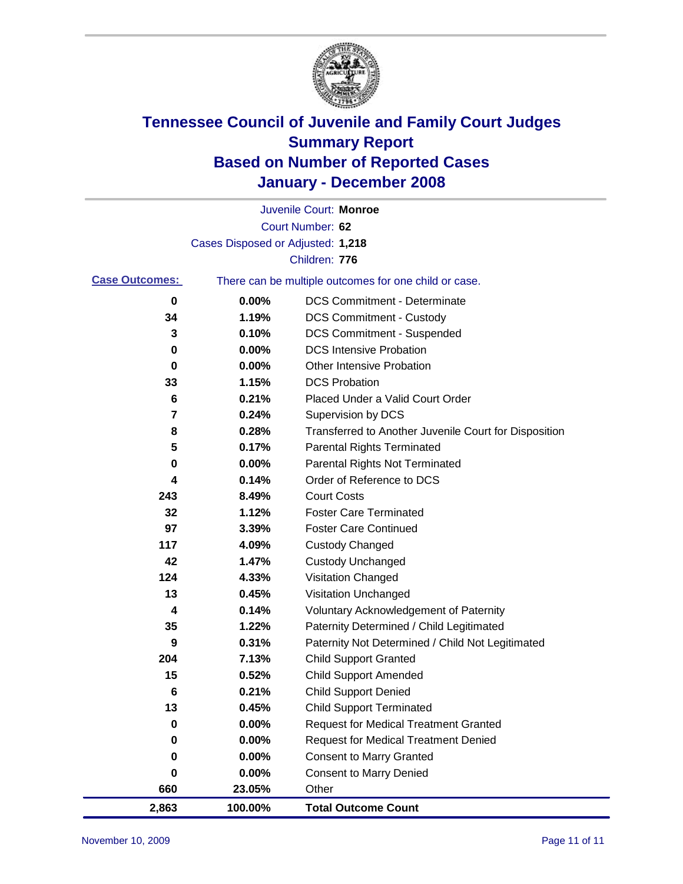# Tennessee Council of Juvenile and Family Court Judges
## Summary Report
## Based on Number of Reported Cases
## January - December 2008

Juvenile Court: **Monroe**

Court Number: **62**

Cases Disposed or Adjusted: **1,218**

Children: **776**

**Case Outcomes:** There can be multiple outcomes for one child or case.

| | | |
|---|---|---|
| 0 | 0.00% | DCS Commitment - Determinate |
| 34 | 1.19% | DCS Commitment - Custody |
| 3 | 0.10% | DCS Commitment - Suspended |
| 0 | 0.00% | DCS Intensive Probation |
| 0 | 0.00% | Other Intensive Probation |
| 33 | 1.15% | DCS Probation |
| 6 | 0.21% | Placed Under a Valid Court Order |
| 7 | 0.24% | Supervision by DCS |
| 8 | 0.28% | Transferred to Another Juvenile Court for Disposition |
| 5 | 0.17% | Parental Rights Terminated |
| 0 | 0.00% | Parental Rights Not Terminated |
| 4 | 0.14% | Order of Reference to DCS |
| 243 | 8.49% | Court Costs |
| 32 | 1.12% | Foster Care Terminated |
| 97 | 3.39% | Foster Care Continued |
| 117 | 4.09% | Custody Changed |
| 42 | 1.47% | Custody Unchanged |
| 124 | 4.33% | Visitation Changed |
| 13 | 0.45% | Visitation Unchanged |
| 4 | 0.14% | Voluntary Acknowledgement of Paternity |
| 35 | 1.22% | Paternity Determined / Child Legitimated |
| 9 | 0.31% | Paternity Not Determined / Child Not Legitimated |
| 204 | 7.13% | Child Support Granted |
| 15 | 0.52% | Child Support Amended |
| 6 | 0.21% | Child Support Denied |
| 13 | 0.45% | Child Support Terminated |
| 0 | 0.00% | Request for Medical Treatment Granted |
| 0 | 0.00% | Request for Medical Treatment Denied |
| 0 | 0.00% | Consent to Marry Granted |
| 0 | 0.00% | Consent to Marry Denied |
| 660 | 23.05% | Other |
| **2,863** | **100.00%** | **Total Outcome Count** |

November 10, 2009